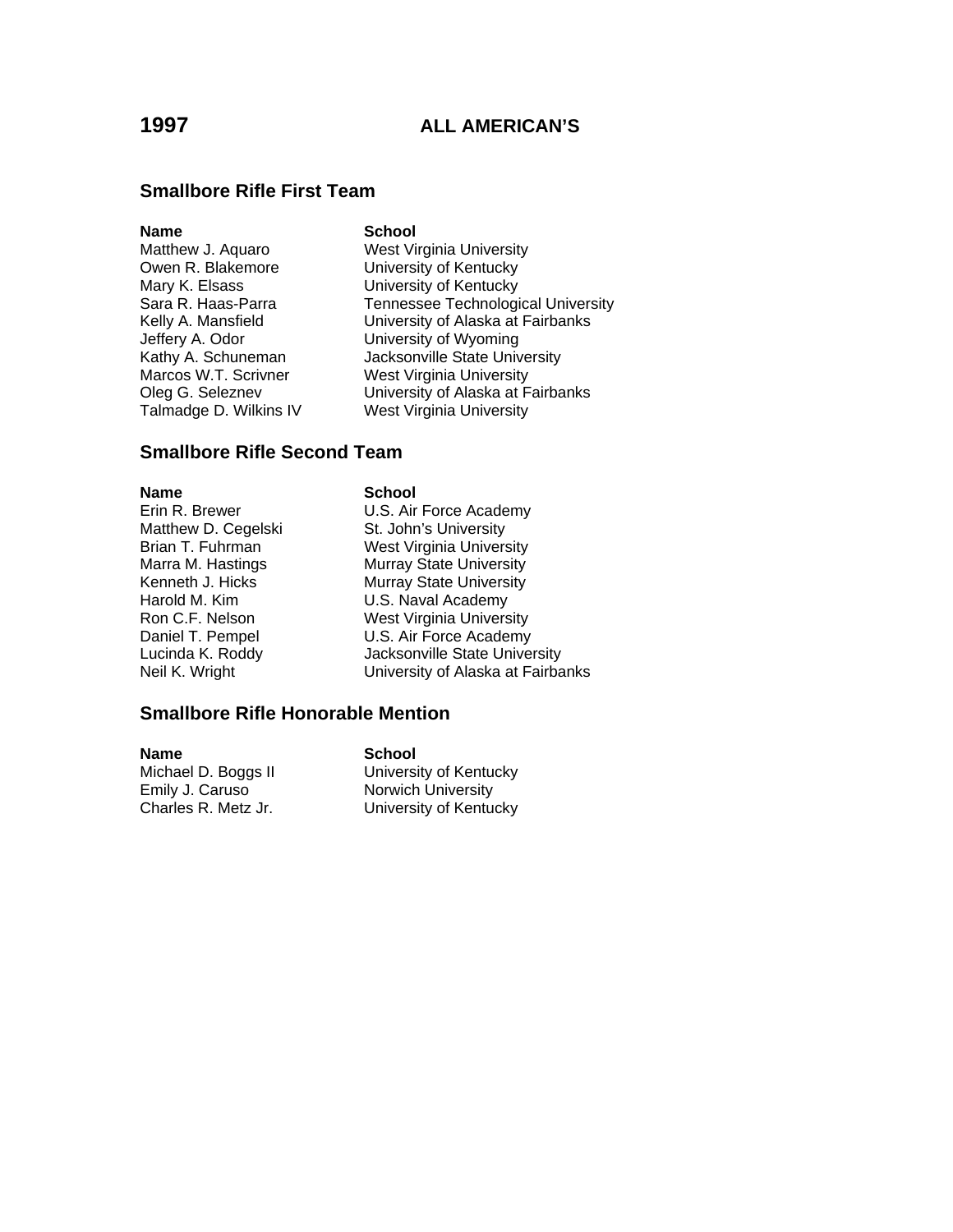# 1997 ALL AMERICAN'S

## Smallbore Rifle First Team

| Name | School |
|---|---|
| Matthew J. Aquaro | West Virginia University |
| Owen R. Blakemore | University of Kentucky |
| Mary K. Elsass | University of Kentucky |
| Sara R. Haas-Parra | Tennessee Technological University |
| Kelly A. Mansfield | University of Alaska at Fairbanks |
| Jeffery A. Odor | University of Wyoming |
| Kathy A. Schuneman | Jacksonville State University |
| Marcos W.T. Scrivner | West Virginia University |
| Oleg G. Seleznev | University of Alaska at Fairbanks |
| Talmadge D. Wilkins IV | West Virginia University |

## Smallbore Rifle Second Team

| Name | School |
|---|---|
| Erin R. Brewer | U.S. Air Force Academy |
| Matthew D. Cegelski | St. John's University |
| Brian T. Fuhrman | West Virginia University |
| Marra M. Hastings | Murray State University |
| Kenneth J. Hicks | Murray State University |
| Harold M. Kim | U.S. Naval Academy |
| Ron C.F. Nelson | West Virginia University |
| Daniel T. Pempel | U.S. Air Force Academy |
| Lucinda K. Roddy | Jacksonville State University |
| Neil K. Wright | University of Alaska at Fairbanks |

## Smallbore Rifle Honorable Mention

| Name | School |
|---|---|
| Michael D. Boggs II | University of Kentucky |
| Emily J. Caruso | Norwich University |
| Charles R. Metz Jr. | University of Kentucky |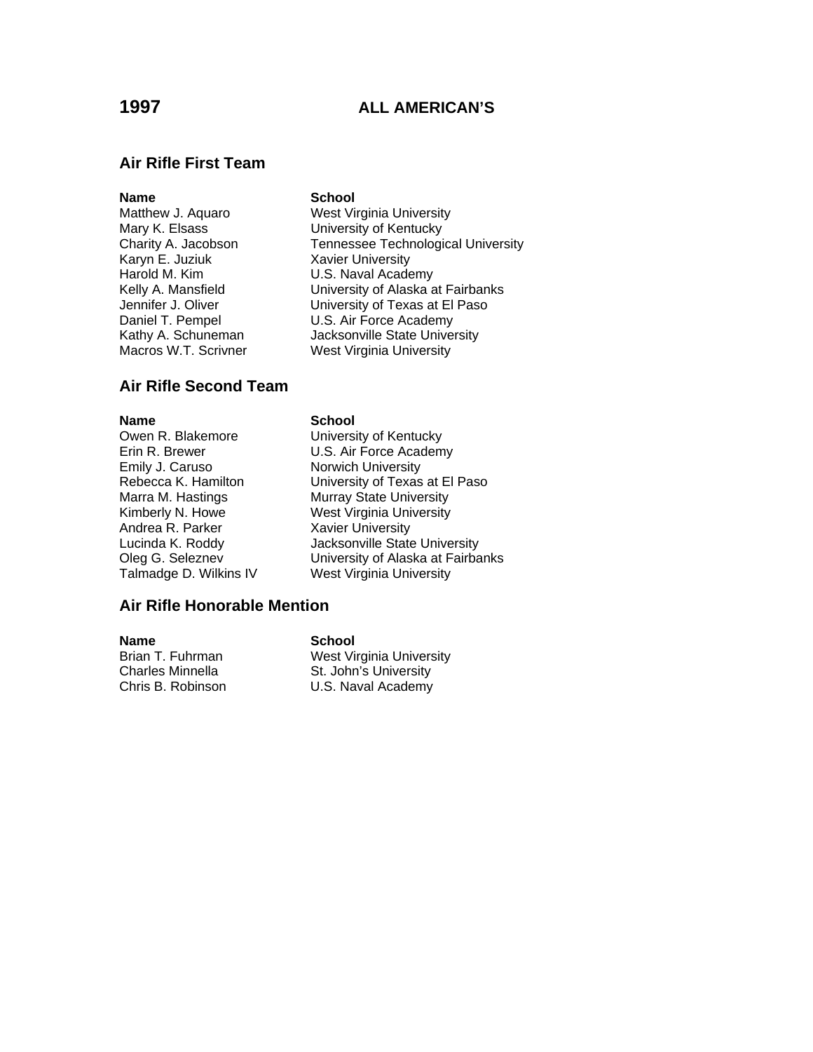# 1997 ALL AMERICAN'S

## Air Rifle First Team

| Name | School |
|---|---|
| Matthew J. Aquaro | West Virginia University |
| Mary K. Elsass | University of Kentucky |
| Charity A. Jacobson | Tennessee Technological University |
| Karyn E. Juziuk | Xavier University |
| Harold M. Kim | U.S. Naval Academy |
| Kelly A. Mansfield | University of Alaska at Fairbanks |
| Jennifer J. Oliver | University of Texas at El Paso |
| Daniel T. Pempel | U.S. Air Force Academy |
| Kathy A. Schuneman | Jacksonville State University |
| Macros W.T. Scrivner | West Virginia University |

## Air Rifle Second Team

| Name | School |
|---|---|
| Owen R. Blakemore | University of Kentucky |
| Erin R. Brewer | U.S. Air Force Academy |
| Emily J. Caruso | Norwich University |
| Rebecca K. Hamilton | University of Texas at El Paso |
| Marra M. Hastings | Murray State University |
| Kimberly N. Howe | West Virginia University |
| Andrea R. Parker | Xavier University |
| Lucinda K. Roddy | Jacksonville State University |
| Oleg G. Seleznev | University of Alaska at Fairbanks |
| Talmadge D. Wilkins IV | West Virginia University |

## Air Rifle Honorable Mention

| Name | School |
|---|---|
| Brian T. Fuhrman | West Virginia University |
| Charles Minnella | St. John's University |
| Chris B. Robinson | U.S. Naval Academy |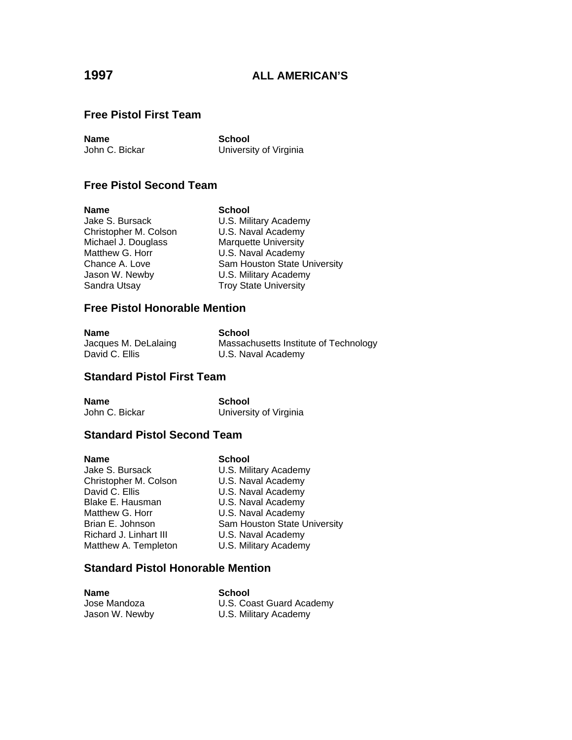# 1997 ALL AMERICAN'S

## Free Pistol First Team

| Name | School |
|---|---|
| John C. Bickar | University of Virginia |

## Free Pistol Second Team

| Name | School |
|---|---|
| Jake S. Bursack | U.S. Military Academy |
| Christopher M. Colson | U.S. Naval Academy |
| Michael J. Douglass | Marquette University |
| Matthew G. Horr | U.S. Naval Academy |
| Chance A. Love | Sam Houston State University |
| Jason W. Newby | U.S. Military Academy |
| Sandra Utsay | Troy State University |

## Free Pistol Honorable Mention

| Name | School |
|---|---|
| Jacques M. DeLalaing | Massachusetts Institute of Technology |
| David C. Ellis | U.S. Naval Academy |

## Standard Pistol First Team

| Name | School |
|---|---|
| John C. Bickar | University of Virginia |

## Standard Pistol Second Team

| Name | School |
|---|---|
| Jake S. Bursack | U.S. Military Academy |
| Christopher M. Colson | U.S. Naval Academy |
| David C. Ellis | U.S. Naval Academy |
| Blake E. Hausman | U.S. Naval Academy |
| Matthew G. Horr | U.S. Naval Academy |
| Brian E. Johnson | Sam Houston State University |
| Richard J. Linhart III | U.S. Naval Academy |
| Matthew A. Templeton | U.S. Military Academy |

## Standard Pistol Honorable Mention

| Name | School |
|---|---|
| Jose Mandoza | U.S. Coast Guard Academy |
| Jason W. Newby | U.S. Military Academy |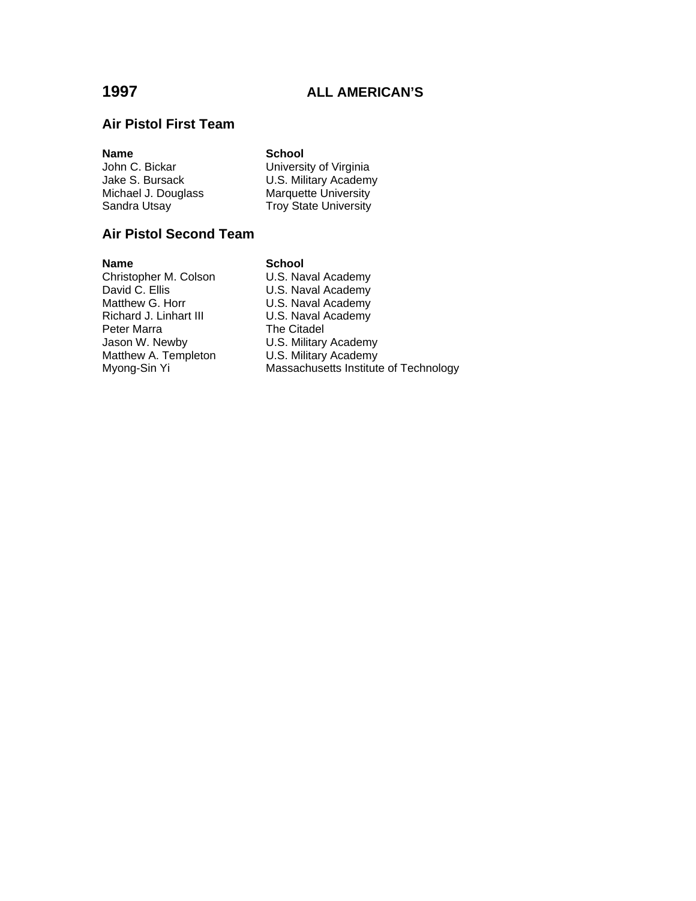# 1997 ALL AMERICAN'S

## Air Pistol First Team

| Name | School |
|---|---|
| John C. Bickar | University of Virginia |
| Jake S. Bursack | U.S. Military Academy |
| Michael J. Douglass | Marquette University |
| Sandra Utsay | Troy State University |

## Air Pistol Second Team

| Name | School |
|---|---|
| Christopher M. Colson | U.S. Naval Academy |
| David C. Ellis | U.S. Naval Academy |
| Matthew G. Horr | U.S. Naval Academy |
| Richard J. Linhart III | U.S. Naval Academy |
| Peter Marra | The Citadel |
| Jason W. Newby | U.S. Military Academy |
| Matthew A. Templeton | U.S. Military Academy |
| Myong-Sin Yi | Massachusetts Institute of Technology |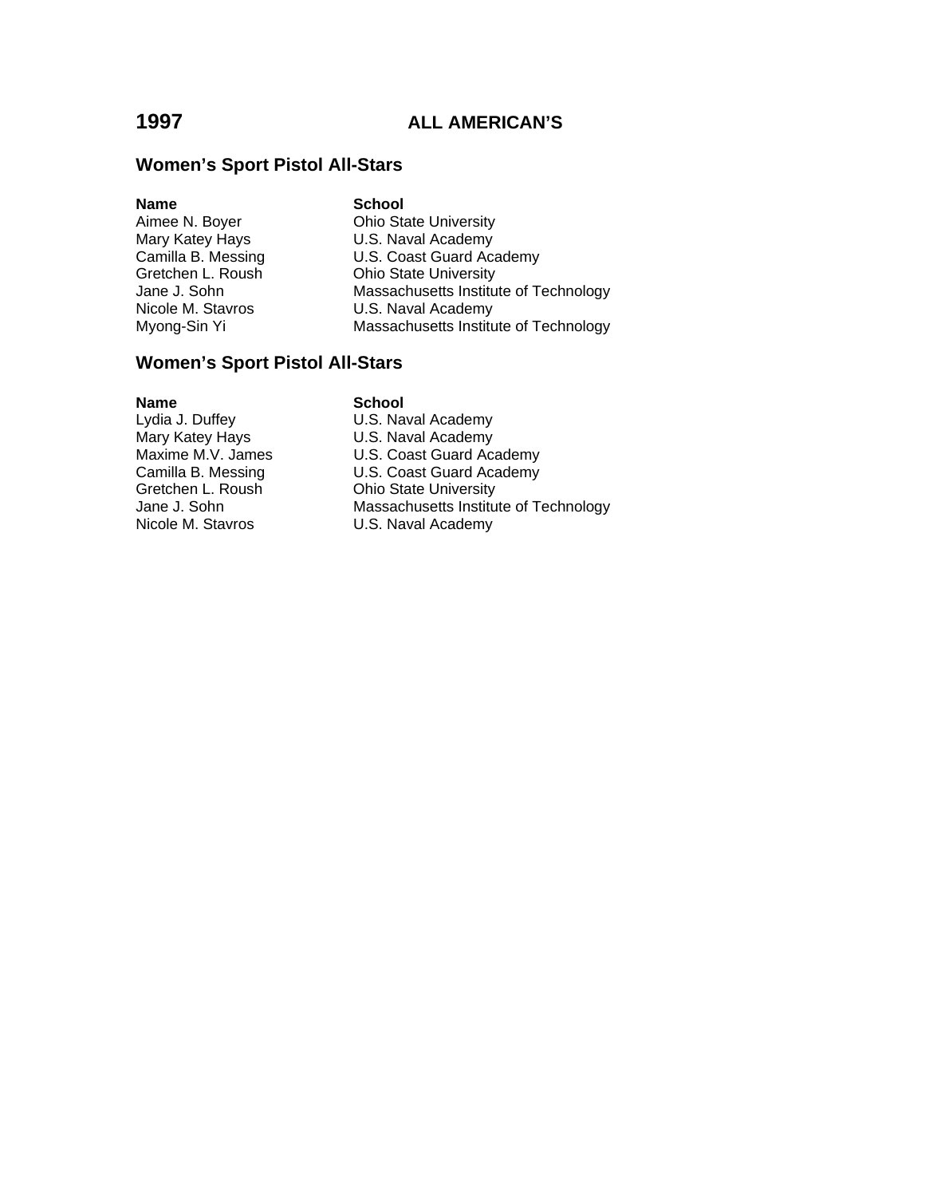# 1997 ALL AMERICAN'S

## Women's Sport Pistol All-Stars

| Name | School |
| --- | --- |
| Aimee N. Boyer | Ohio State University |
| Mary Katey Hays | U.S. Naval Academy |
| Camilla B. Messing | U.S. Coast Guard Academy |
| Gretchen L. Roush | Ohio State University |
| Jane J. Sohn | Massachusetts Institute of Technology |
| Nicole M. Stavros | U.S. Naval Academy |
| Myong-Sin Yi | Massachusetts Institute of Technology |

## Women's Sport Pistol All-Stars

| Name | School |
| --- | --- |
| Lydia J. Duffey | U.S. Naval Academy |
| Mary Katey Hays | U.S. Naval Academy |
| Maxime M.V. James | U.S. Coast Guard Academy |
| Camilla B. Messing | U.S. Coast Guard Academy |
| Gretchen L. Roush | Ohio State University |
| Jane J. Sohn | Massachusetts Institute of Technology |
| Nicole M. Stavros | U.S. Naval Academy |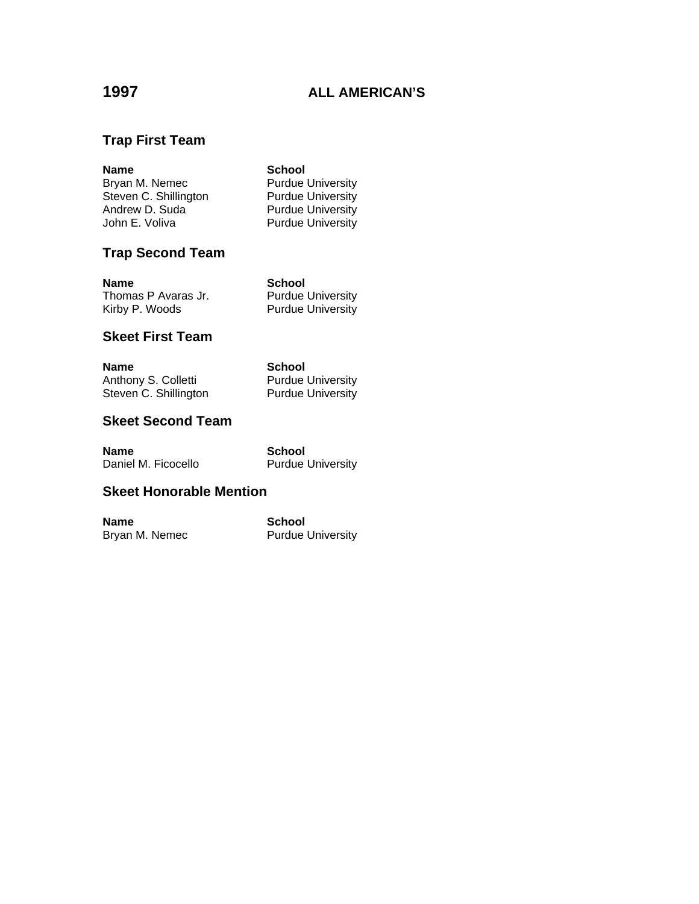# 1997 ALL AMERICAN'S

## Trap First Team

| Name | School |
|---|---|
| Bryan M. Nemec | Purdue University |
| Steven C. Shillington | Purdue University |
| Andrew D. Suda | Purdue University |
| John E. Voliva | Purdue University |

## Trap Second Team

| Name | School |
|---|---|
| Thomas P Avaras Jr. | Purdue University |
| Kirby P. Woods | Purdue University |

## Skeet First Team

| Name | School |
|---|---|
| Anthony S. Colletti | Purdue University |
| Steven C. Shillington | Purdue University |

## Skeet Second Team

| Name | School |
|---|---|
| Daniel M. Ficocello | Purdue University |

## Skeet Honorable Mention

| Name | School |
|---|---|
| Bryan M. Nemec | Purdue University |